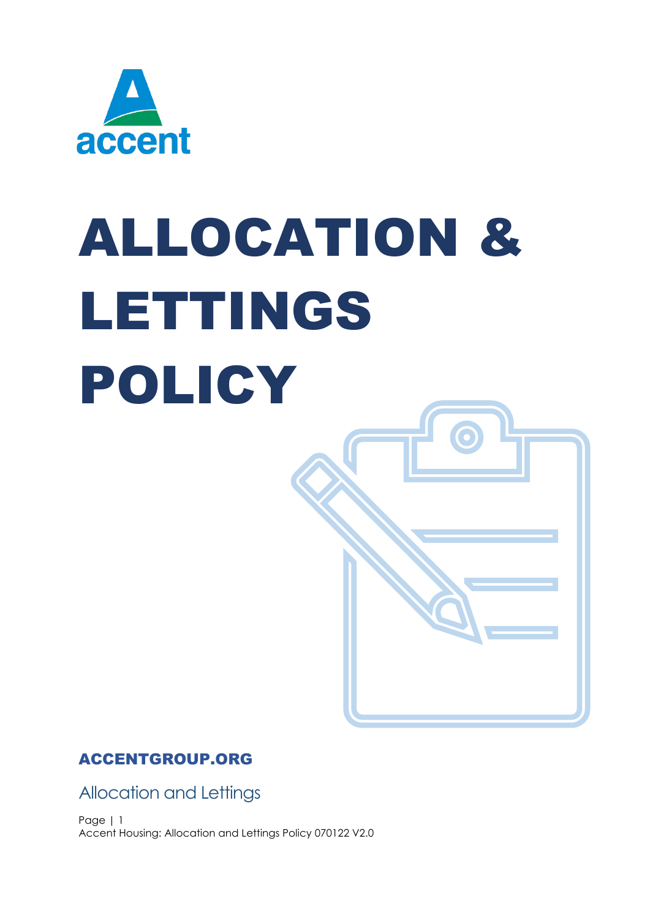accent

# ALLOCATION & LETTINGS POLICY

ACCENTGROUP.ORG

Allocation and Lettings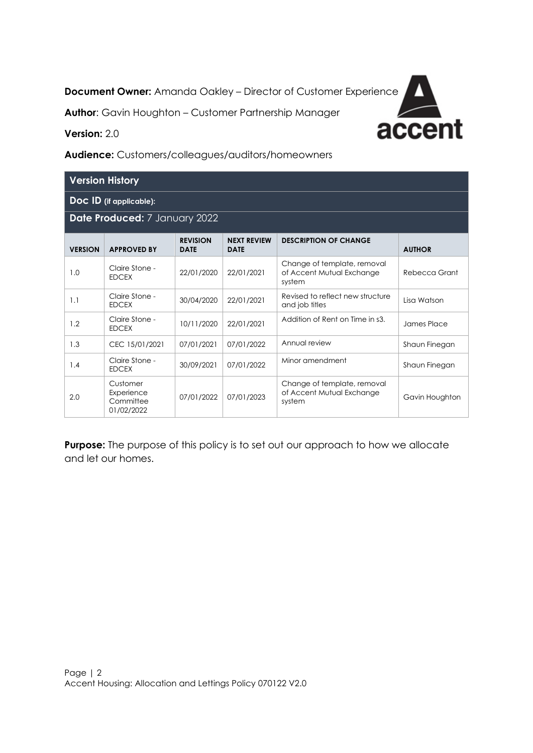**Document Owner:** Amanda Oakley – Director of Customer Experience

**Author**: Gavin Houghton – Customer Partnership Manager

**Version:** 2.0

**Audience:** Customers/colleagues/auditors/homeowners

| Version History | | | | | |
|---|---|---|---|---|---|
| **Doc ID (if applicable):** | | | | | |
| **Date Produced:** 7 January 2022 | | | | | |
| **VERSION** | **APPROVED BY** | **REVISION DATE** | **NEXT REVIEW DATE** | **DESCRIPTION OF CHANGE** | **AUTHOR** |
| 1.0 | Claire Stone - EDCEX | 22/01/2020 | 22/01/2021 | Change of template, removal of Accent Mutual Exchange system | Rebecca Grant |
| 1.1 | Claire Stone - EDCEX | 30/04/2020 | 22/01/2021 | Revised to reflect new structure and job titles | Lisa Watson |
| 1.2 | Claire Stone - EDCEX | 10/11/2020 | 22/01/2021 | Addition of Rent on Time in s3. | James Place |
| 1.3 | CEC 15/01/2021 | 07/01/2021 | 07/01/2022 | Annual review | Shaun Finegan |
| 1.4 | Claire Stone - EDCEX | 30/09/2021 | 07/01/2022 | Minor amendment | Shaun Finegan |
| 2.0 | Customer Experience Committee 01/02/2022 | 07/01/2022 | 07/01/2023 | Change of template, removal of Accent Mutual Exchange system | Gavin Houghton |

**Purpose:** The purpose of this policy is to set out our approach to how we allocate and let our homes.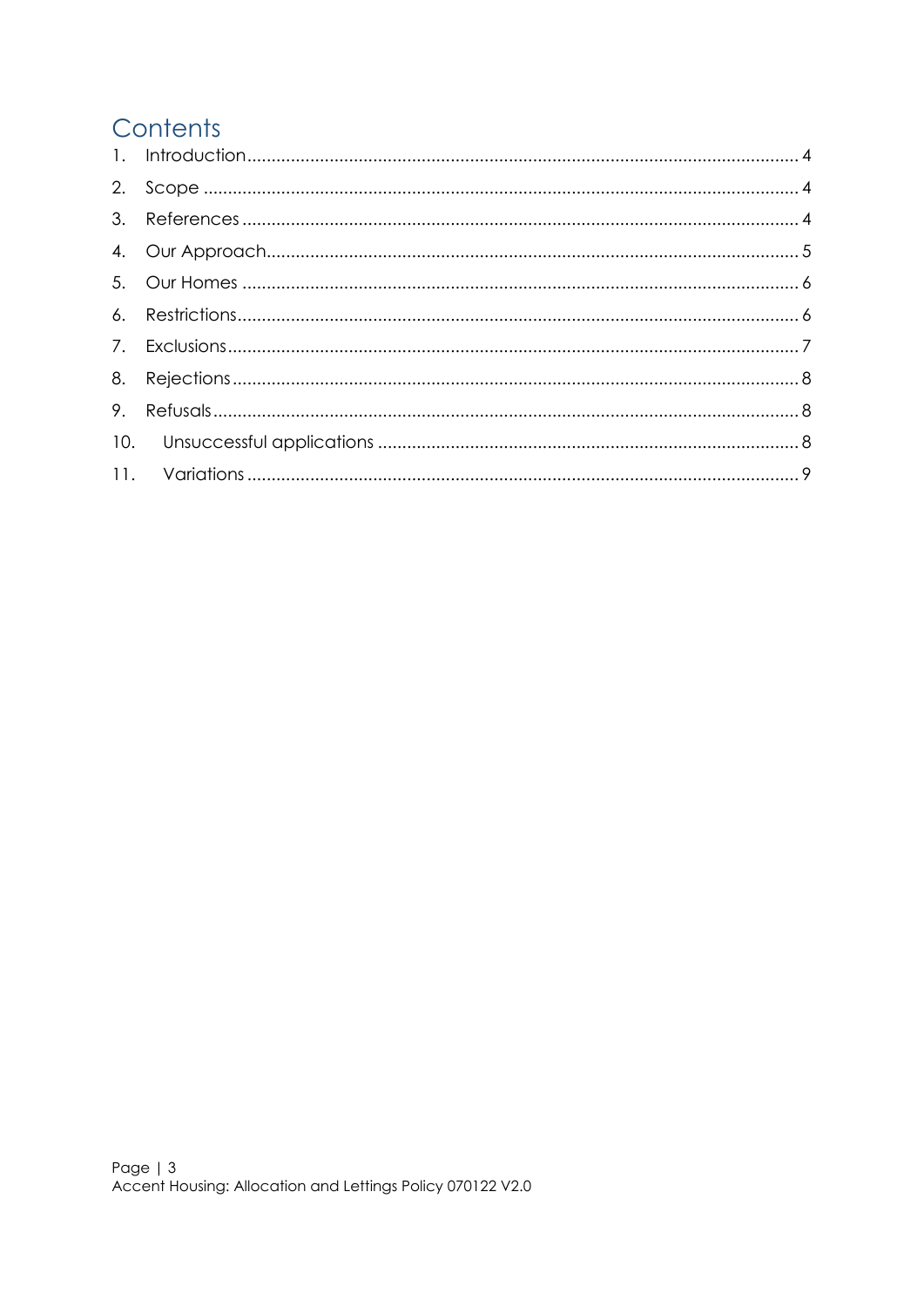# Contents

1. Introduction ........ 4
2. Scope ........ 4
3. References ........ 4
4. Our Approach ........ 5
5. Our Homes ........ 6
6. Restrictions ........ 6
7. Exclusions ........ 7
8. Rejections ........ 8
9. Refusals ........ 8
10. Unsuccessful applications ........ 8
11. Variations ........ 9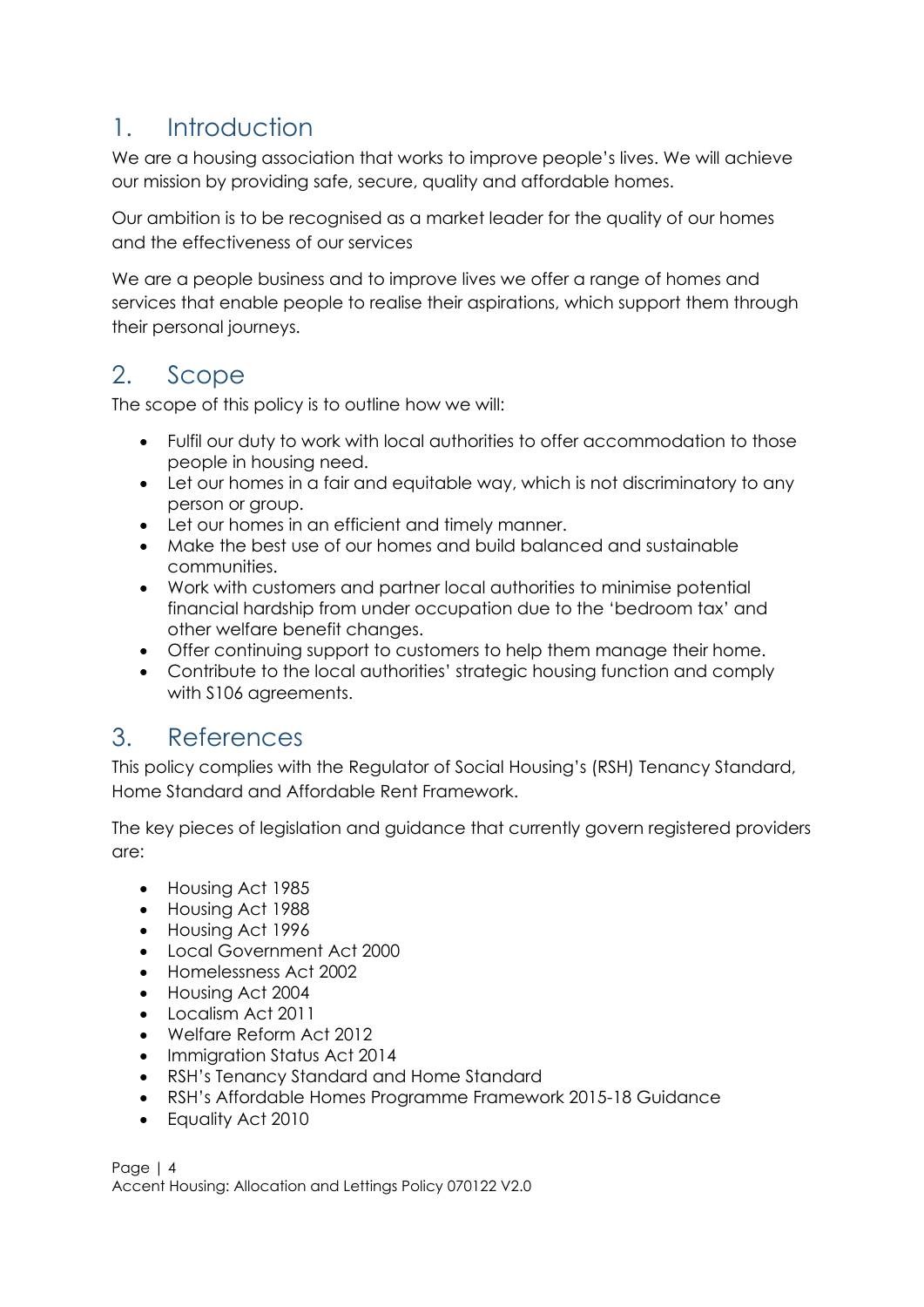# 1. Introduction

We are a housing association that works to improve people's lives. We will achieve our mission by providing safe, secure, quality and affordable homes.

Our ambition is to be recognised as a market leader for the quality of our homes and the effectiveness of our services

We are a people business and to improve lives we offer a range of homes and services that enable people to realise their aspirations, which support them through their personal journeys.

# 2. Scope

The scope of this policy is to outline how we will:

- Fulfil our duty to work with local authorities to offer accommodation to those people in housing need.
- Let our homes in a fair and equitable way, which is not discriminatory to any person or group.
- Let our homes in an efficient and timely manner.
- Make the best use of our homes and build balanced and sustainable communities.
- Work with customers and partner local authorities to minimise potential financial hardship from under occupation due to the 'bedroom tax' and other welfare benefit changes.
- Offer continuing support to customers to help them manage their home.
- Contribute to the local authorities' strategic housing function and comply with S106 agreements.

# 3. References

This policy complies with the Regulator of Social Housing's (RSH) Tenancy Standard, Home Standard and Affordable Rent Framework.

The key pieces of legislation and guidance that currently govern registered providers are:

- Housing Act 1985
- Housing Act 1988
- Housing Act 1996
- Local Government Act 2000
- Homelessness Act 2002
- Housing Act 2004
- Localism Act 2011
- Welfare Reform Act 2012
- Immigration Status Act 2014
- RSH's Tenancy Standard and Home Standard
- RSH's Affordable Homes Programme Framework 2015-18 Guidance
- Equality Act 2010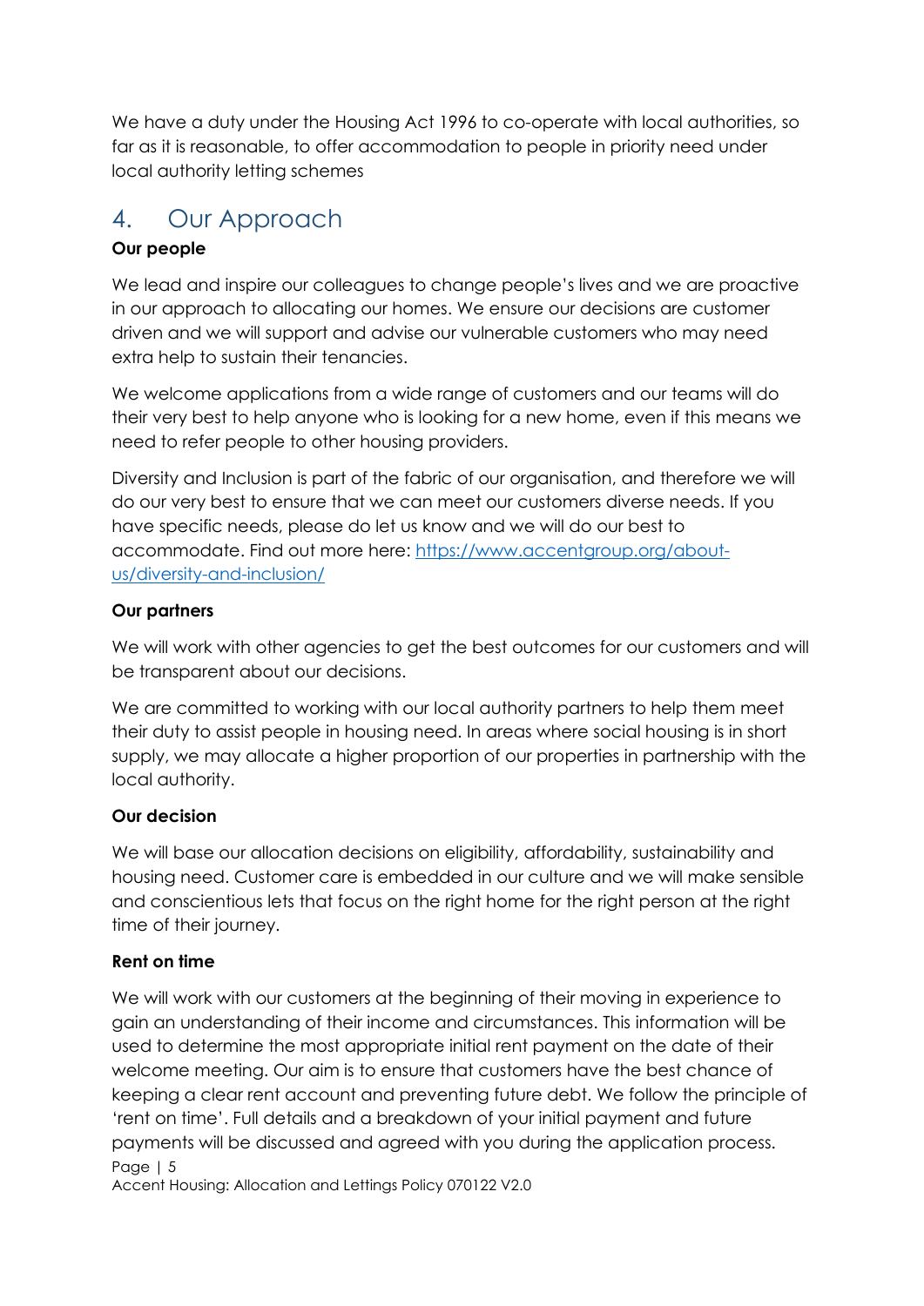We have a duty under the Housing Act 1996 to co-operate with local authorities, so far as it is reasonable, to offer accommodation to people in priority need under local authority letting schemes

## 4. Our Approach

**Our people**

We lead and inspire our colleagues to change people's lives and we are proactive in our approach to allocating our homes. We ensure our decisions are customer driven and we will support and advise our vulnerable customers who may need extra help to sustain their tenancies.

We welcome applications from a wide range of customers and our teams will do their very best to help anyone who is looking for a new home, even if this means we need to refer people to other housing providers.

Diversity and Inclusion is part of the fabric of our organisation, and therefore we will do our very best to ensure that we can meet our customers diverse needs. If you have specific needs, please do let us know and we will do our best to accommodate. Find out more here: [https://www.accentgroup.org/about-us/diversity-and-inclusion/](https://www.accentgroup.org/about-us/diversity-and-inclusion/)

**Our partners**

We will work with other agencies to get the best outcomes for our customers and will be transparent about our decisions.

We are committed to working with our local authority partners to help them meet their duty to assist people in housing need. In areas where social housing is in short supply, we may allocate a higher proportion of our properties in partnership with the local authority.

**Our decision**

We will base our allocation decisions on eligibility, affordability, sustainability and housing need. Customer care is embedded in our culture and we will make sensible and conscientious lets that focus on the right home for the right person at the right time of their journey.

**Rent on time**

We will work with our customers at the beginning of their moving in experience to gain an understanding of their income and circumstances. This information will be used to determine the most appropriate initial rent payment on the date of their welcome meeting. Our aim is to ensure that customers have the best chance of keeping a clear rent account and preventing future debt. We follow the principle of 'rent on time'. Full details and a breakdown of your initial payment and future payments will be discussed and agreed with you during the application process.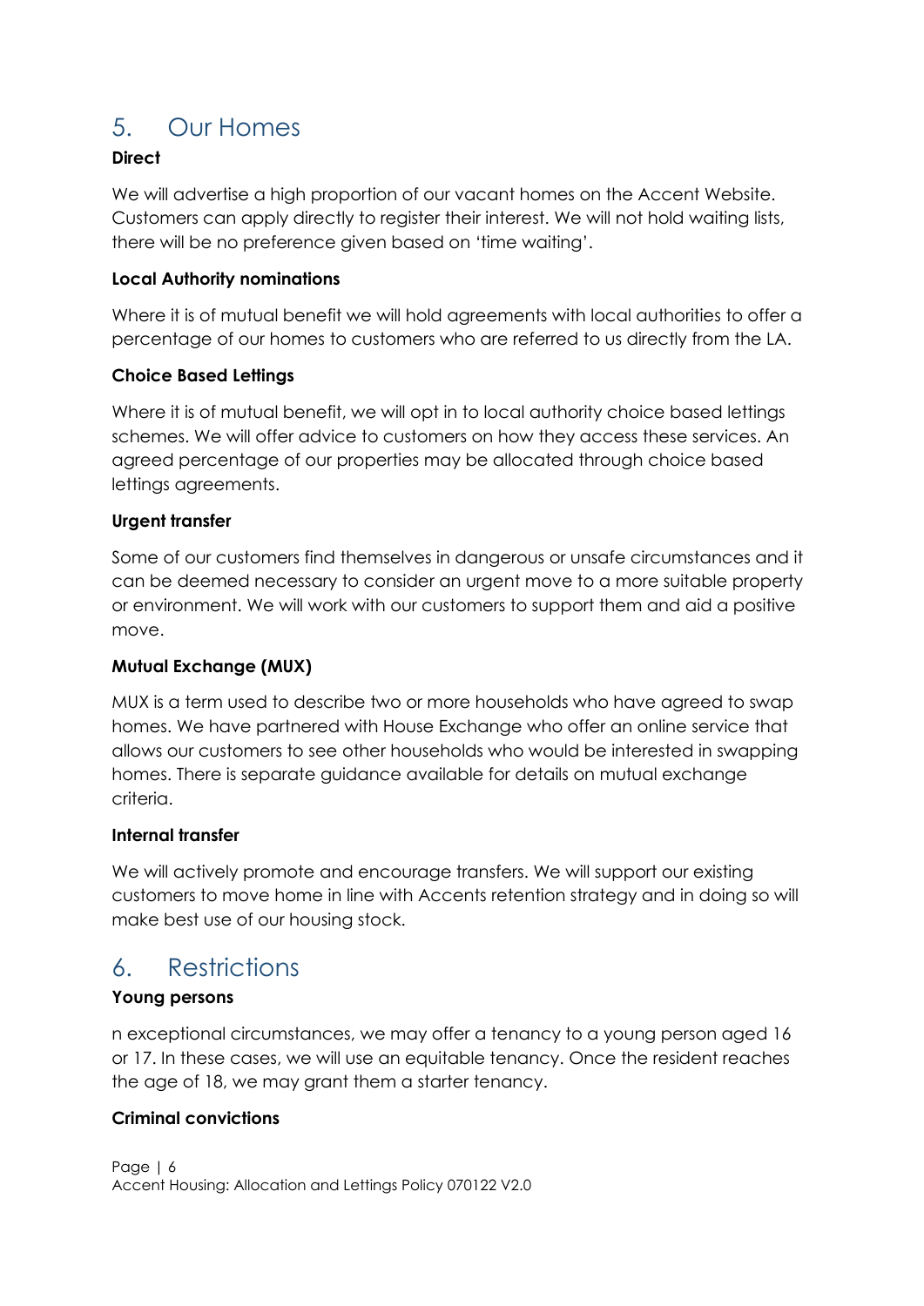## 5. Our Homes

**Direct**

We will advertise a high proportion of our vacant homes on the Accent Website. Customers can apply directly to register their interest. We will not hold waiting lists, there will be no preference given based on 'time waiting'.

**Local Authority nominations**

Where it is of mutual benefit we will hold agreements with local authorities to offer a percentage of our homes to customers who are referred to us directly from the LA.

**Choice Based Lettings**

Where it is of mutual benefit, we will opt in to local authority choice based lettings schemes. We will offer advice to customers on how they access these services. An agreed percentage of our properties may be allocated through choice based lettings agreements.

**Urgent transfer**

Some of our customers find themselves in dangerous or unsafe circumstances and it can be deemed necessary to consider an urgent move to a more suitable property or environment. We will work with our customers to support them and aid a positive move.

**Mutual Exchange (MUX)**

MUX is a term used to describe two or more households who have agreed to swap homes. We have partnered with House Exchange who offer an online service that allows our customers to see other households who would be interested in swapping homes. There is separate guidance available for details on mutual exchange criteria.

**Internal transfer**

We will actively promote and encourage transfers. We will support our existing customers to move home in line with Accents retention strategy and in doing so will make best use of our housing stock.

## 6. Restrictions

**Young persons**

n exceptional circumstances, we may offer a tenancy to a young person aged 16 or 17. In these cases, we will use an equitable tenancy. Once the resident reaches the age of 18, we may grant them a starter tenancy.

**Criminal convictions**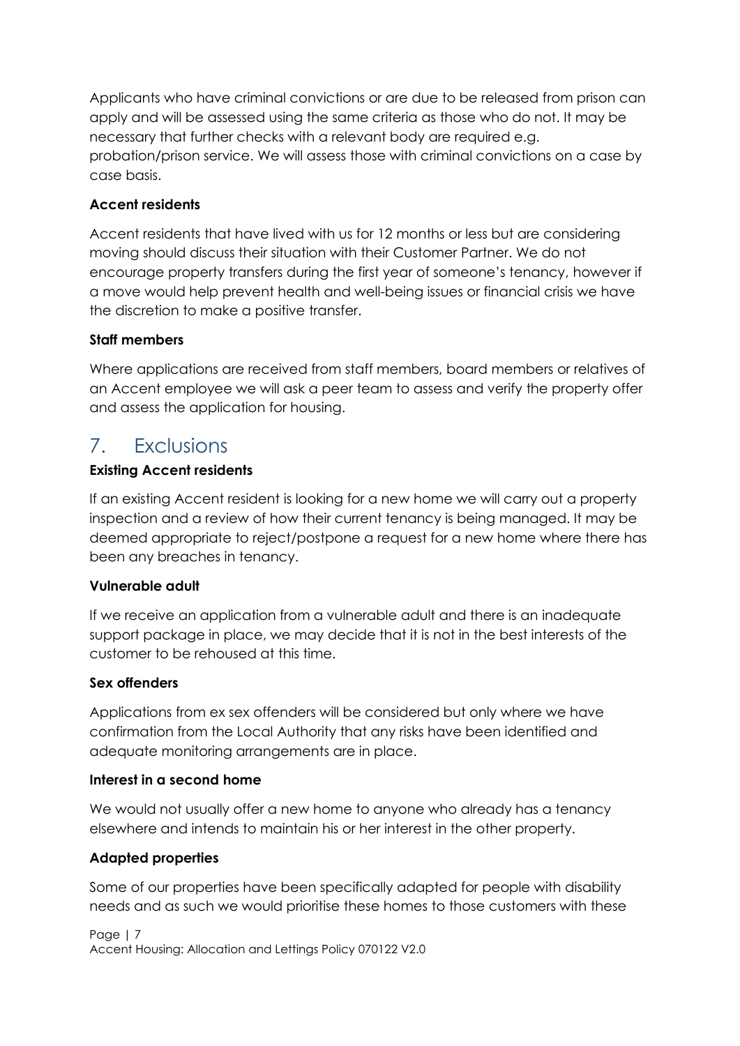Applicants who have criminal convictions or are due to be released from prison can apply and will be assessed using the same criteria as those who do not. It may be necessary that further checks with a relevant body are required e.g. probation/prison service. We will assess those with criminal convictions on a case by case basis.

**Accent residents**

Accent residents that have lived with us for 12 months or less but are considering moving should discuss their situation with their Customer Partner. We do not encourage property transfers during the first year of someone's tenancy, however if a move would help prevent health and well-being issues or financial crisis we have the discretion to make a positive transfer.

**Staff members**

Where applications are received from staff members, board members or relatives of an Accent employee we will ask a peer team to assess and verify the property offer and assess the application for housing.

## 7. Exclusions

**Existing Accent residents**

If an existing Accent resident is looking for a new home we will carry out a property inspection and a review of how their current tenancy is being managed. It may be deemed appropriate to reject/postpone a request for a new home where there has been any breaches in tenancy.

**Vulnerable adult**

If we receive an application from a vulnerable adult and there is an inadequate support package in place, we may decide that it is not in the best interests of the customer to be rehoused at this time.

**Sex offenders**

Applications from ex sex offenders will be considered but only where we have confirmation from the Local Authority that any risks have been identified and adequate monitoring arrangements are in place.

**Interest in a second home**

We would not usually offer a new home to anyone who already has a tenancy elsewhere and intends to maintain his or her interest in the other property.

**Adapted properties**

Some of our properties have been specifically adapted for people with disability needs and as such we would prioritise these homes to those customers with these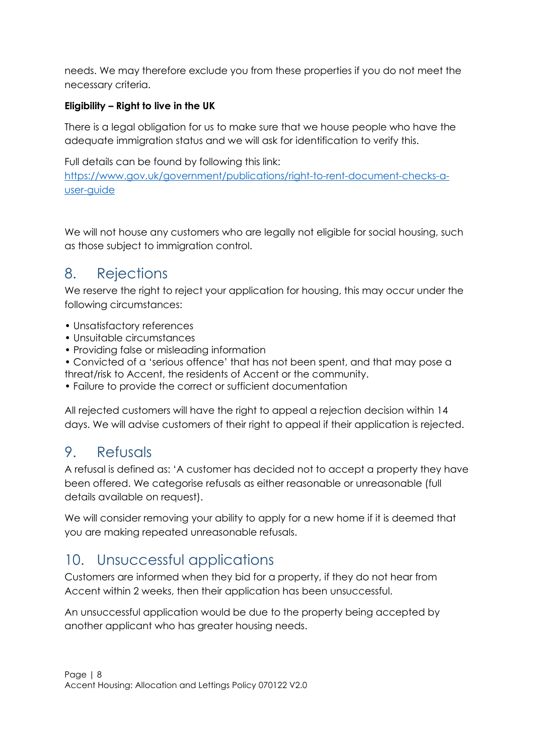needs. We may therefore exclude you from these properties if you do not meet the necessary criteria.

**Eligibility – Right to live in the UK**

There is a legal obligation for us to make sure that we house people who have the adequate immigration status and we will ask for identification to verify this.

Full details can be found by following this link: [https://www.gov.uk/government/publications/right-to-rent-document-checks-a-user-guide](https://www.gov.uk/government/publications/right-to-rent-document-checks-a-user-guide)

We will not house any customers who are legally not eligible for social housing, such as those subject to immigration control.

## 8. Rejections

We reserve the right to reject your application for housing, this may occur under the following circumstances:

- Unsatisfactory references
- Unsuitable circumstances
- Providing false or misleading information
- Convicted of a 'serious offence' that has not been spent, and that may pose a threat/risk to Accent, the residents of Accent or the community.
- Failure to provide the correct or sufficient documentation

All rejected customers will have the right to appeal a rejection decision within 14 days. We will advise customers of their right to appeal if their application is rejected.

## 9. Refusals

A refusal is defined as: 'A customer has decided not to accept a property they have been offered. We categorise refusals as either reasonable or unreasonable (full details available on request).

We will consider removing your ability to apply for a new home if it is deemed that you are making repeated unreasonable refusals.

## 10. Unsuccessful applications

Customers are informed when they bid for a property, if they do not hear from Accent within 2 weeks, then their application has been unsuccessful.

An unsuccessful application would be due to the property being accepted by another applicant who has greater housing needs.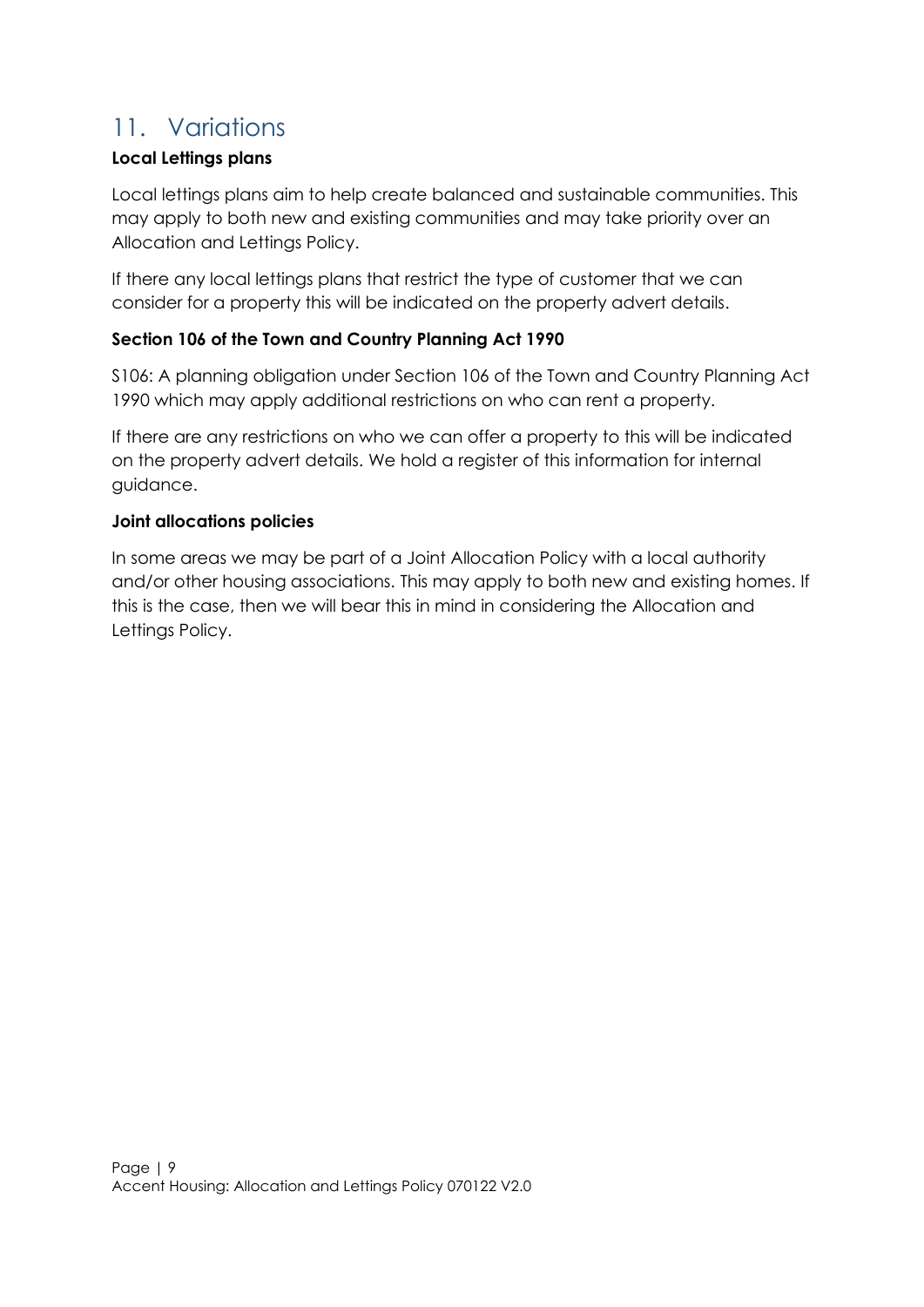## 11. Variations

**Local Lettings plans**

Local lettings plans aim to help create balanced and sustainable communities. This may apply to both new and existing communities and may take priority over an Allocation and Lettings Policy.

If there any local lettings plans that restrict the type of customer that we can consider for a property this will be indicated on the property advert details.

**Section 106 of the Town and Country Planning Act 1990**

S106: A planning obligation under Section 106 of the Town and Country Planning Act 1990 which may apply additional restrictions on who can rent a property.

If there are any restrictions on who we can offer a property to this will be indicated on the property advert details. We hold a register of this information for internal guidance.

**Joint allocations policies**

In some areas we may be part of a Joint Allocation Policy with a local authority and/or other housing associations. This may apply to both new and existing homes. If this is the case, then we will bear this in mind in considering the Allocation and Lettings Policy.